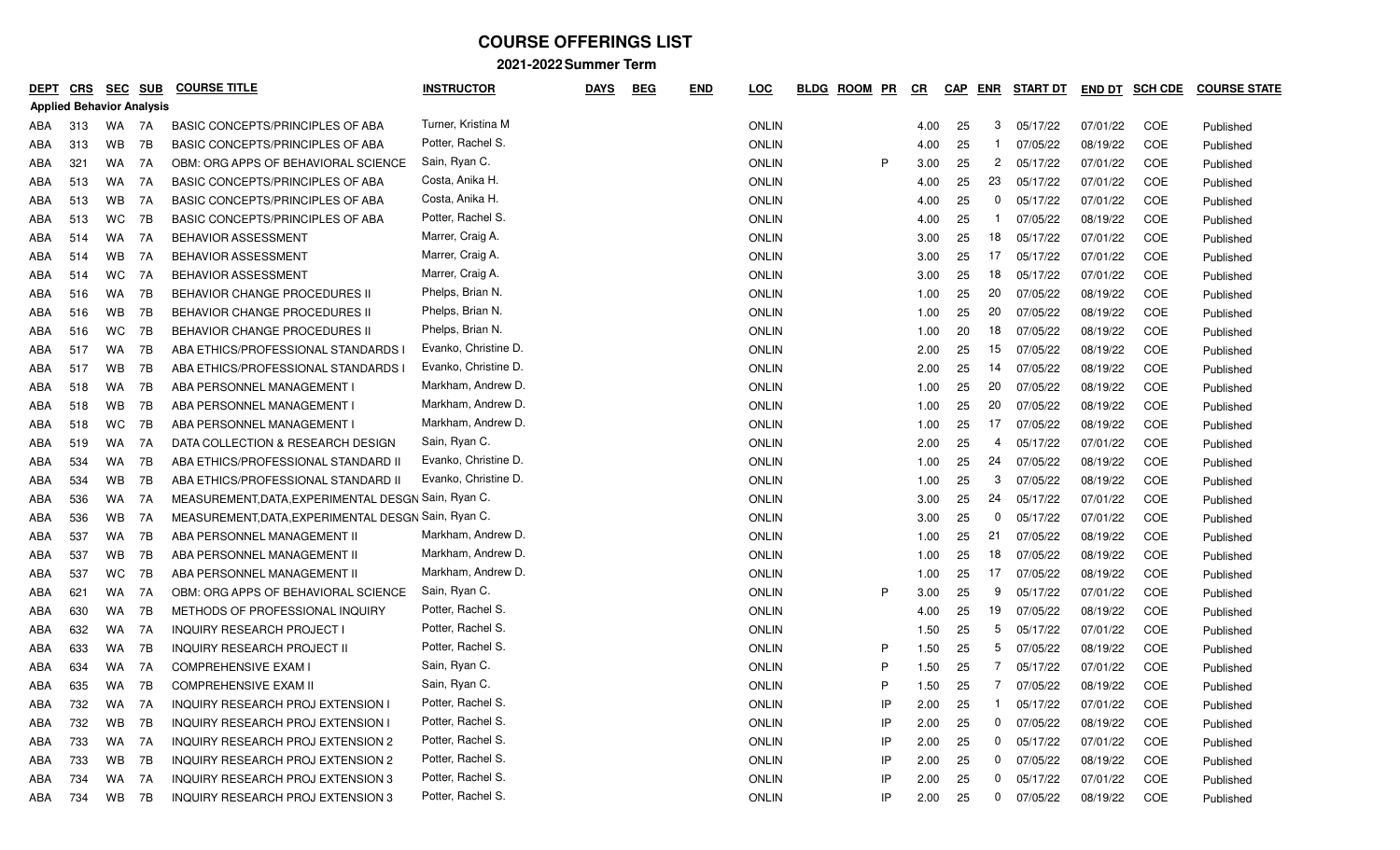# COURSE OFFERINGS LIST

## 2021-2022 Summer Term

| DEPT | CRS | SEC | SUB | COURSE TITLE | INSTRUCTOR | DAYS | BEG | END | LOC | BLDG | ROOM | PR | CR | CAP | ENR | START DT | END DT | SCH CDE | COURSE STATE |
|---|---|---|---|---|---|---|---|---|---|---|---|---|---|---|---|---|---|---|---|
| **Applied Behavior Analysis** | | | | | | | | | | | | | | | | | | | |
| ABA | 313 | WA | 7A | BASIC CONCEPTS/PRINCIPLES OF ABA | Turner, Kristina M | | | | ONLIN | | | | 4.00 | 25 | 3 | 05/17/22 | 07/01/22 | COE | Published |
| ABA | 313 | WB | 7B | BASIC CONCEPTS/PRINCIPLES OF ABA | Potter, Rachel S. | | | | ONLIN | | | | 4.00 | 25 | 1 | 07/05/22 | 08/19/22 | COE | Published |
| ABA | 321 | WA | 7A | OBM: ORG APPS OF BEHAVIORAL SCIENCE | Sain, Ryan C. | | | | ONLIN | | | P | 3.00 | 25 | 2 | 05/17/22 | 07/01/22 | COE | Published |
| ABA | 513 | WA | 7A | BASIC CONCEPTS/PRINCIPLES OF ABA | Costa, Anika H. | | | | ONLIN | | | | 4.00 | 25 | 23 | 05/17/22 | 07/01/22 | COE | Published |
| ABA | 513 | WB | 7A | BASIC CONCEPTS/PRINCIPLES OF ABA | Costa, Anika H. | | | | ONLIN | | | | 4.00 | 25 | 0 | 05/17/22 | 07/01/22 | COE | Published |
| ABA | 513 | WC | 7B | BASIC CONCEPTS/PRINCIPLES OF ABA | Potter, Rachel S. | | | | ONLIN | | | | 4.00 | 25 | 1 | 07/05/22 | 08/19/22 | COE | Published |
| ABA | 514 | WA | 7A | BEHAVIOR ASSESSMENT | Marrer, Craig A. | | | | ONLIN | | | | 3.00 | 25 | 18 | 05/17/22 | 07/01/22 | COE | Published |
| ABA | 514 | WB | 7A | BEHAVIOR ASSESSMENT | Marrer, Craig A. | | | | ONLIN | | | | 3.00 | 25 | 17 | 05/17/22 | 07/01/22 | COE | Published |
| ABA | 514 | WC | 7A | BEHAVIOR ASSESSMENT | Marrer, Craig A. | | | | ONLIN | | | | 3.00 | 25 | 18 | 05/17/22 | 07/01/22 | COE | Published |
| ABA | 516 | WA | 7B | BEHAVIOR CHANGE PROCEDURES II | Phelps, Brian N. | | | | ONLIN | | | | 1.00 | 25 | 20 | 07/05/22 | 08/19/22 | COE | Published |
| ABA | 516 | WB | 7B | BEHAVIOR CHANGE PROCEDURES II | Phelps, Brian N. | | | | ONLIN | | | | 1.00 | 25 | 20 | 07/05/22 | 08/19/22 | COE | Published |
| ABA | 516 | WC | 7B | BEHAVIOR CHANGE PROCEDURES II | Phelps, Brian N. | | | | ONLIN | | | | 1.00 | 20 | 18 | 07/05/22 | 08/19/22 | COE | Published |
| ABA | 517 | WA | 7B | ABA ETHICS/PROFESSIONAL STANDARDS I | Evanko, Christine D. | | | | ONLIN | | | | 2.00 | 25 | 15 | 07/05/22 | 08/19/22 | COE | Published |
| ABA | 517 | WB | 7B | ABA ETHICS/PROFESSIONAL STANDARDS I | Evanko, Christine D. | | | | ONLIN | | | | 2.00 | 25 | 14 | 07/05/22 | 08/19/22 | COE | Published |
| ABA | 518 | WA | 7B | ABA PERSONNEL MANAGEMENT I | Markham, Andrew D. | | | | ONLIN | | | | 1.00 | 25 | 20 | 07/05/22 | 08/19/22 | COE | Published |
| ABA | 518 | WB | 7B | ABA PERSONNEL MANAGEMENT I | Markham, Andrew D. | | | | ONLIN | | | | 1.00 | 25 | 20 | 07/05/22 | 08/19/22 | COE | Published |
| ABA | 518 | WC | 7B | ABA PERSONNEL MANAGEMENT I | Markham, Andrew D. | | | | ONLIN | | | | 1.00 | 25 | 17 | 07/05/22 | 08/19/22 | COE | Published |
| ABA | 519 | WA | 7A | DATA COLLECTION & RESEARCH DESIGN | Sain, Ryan C. | | | | ONLIN | | | | 2.00 | 25 | 4 | 05/17/22 | 07/01/22 | COE | Published |
| ABA | 534 | WA | 7B | ABA ETHICS/PROFESSIONAL STANDARD II | Evanko, Christine D. | | | | ONLIN | | | | 1.00 | 25 | 24 | 07/05/22 | 08/19/22 | COE | Published |
| ABA | 534 | WB | 7B | ABA ETHICS/PROFESSIONAL STANDARD II | Evanko, Christine D. | | | | ONLIN | | | | 1.00 | 25 | 3 | 07/05/22 | 08/19/22 | COE | Published |
| ABA | 536 | WA | 7A | MEASUREMENT,DATA,EXPERIMENTAL DESGN | Sain, Ryan C. | | | | ONLIN | | | | 3.00 | 25 | 24 | 05/17/22 | 07/01/22 | COE | Published |
| ABA | 536 | WB | 7A | MEASUREMENT,DATA,EXPERIMENTAL DESGN | Sain, Ryan C. | | | | ONLIN | | | | 3.00 | 25 | 0 | 05/17/22 | 07/01/22 | COE | Published |
| ABA | 537 | WA | 7B | ABA PERSONNEL MANAGEMENT II | Markham, Andrew D. | | | | ONLIN | | | | 1.00 | 25 | 21 | 07/05/22 | 08/19/22 | COE | Published |
| ABA | 537 | WB | 7B | ABA PERSONNEL MANAGEMENT II | Markham, Andrew D. | | | | ONLIN | | | | 1.00 | 25 | 18 | 07/05/22 | 08/19/22 | COE | Published |
| ABA | 537 | WC | 7B | ABA PERSONNEL MANAGEMENT II | Markham, Andrew D. | | | | ONLIN | | | | 1.00 | 25 | 17 | 07/05/22 | 08/19/22 | COE | Published |
| ABA | 621 | WA | 7A | OBM: ORG APPS OF BEHAVIORAL SCIENCE | Sain, Ryan C. | | | | ONLIN | | | P | 3.00 | 25 | 9 | 05/17/22 | 07/01/22 | COE | Published |
| ABA | 630 | WA | 7B | METHODS OF PROFESSIONAL INQUIRY | Potter, Rachel S. | | | | ONLIN | | | | 4.00 | 25 | 19 | 07/05/22 | 08/19/22 | COE | Published |
| ABA | 632 | WA | 7A | INQUIRY RESEARCH PROJECT I | Potter, Rachel S. | | | | ONLIN | | | | 1.50 | 25 | 5 | 05/17/22 | 07/01/22 | COE | Published |
| ABA | 633 | WA | 7B | INQUIRY RESEARCH PROJECT II | Potter, Rachel S. | | | | ONLIN | | | P | 1.50 | 25 | 5 | 07/05/22 | 08/19/22 | COE | Published |
| ABA | 634 | WA | 7A | COMPREHENSIVE EXAM I | Sain, Ryan C. | | | | ONLIN | | | P | 1.50 | 25 | 7 | 05/17/22 | 07/01/22 | COE | Published |
| ABA | 635 | WA | 7B | COMPREHENSIVE EXAM II | Sain, Ryan C. | | | | ONLIN | | | P | 1.50 | 25 | 7 | 07/05/22 | 08/19/22 | COE | Published |
| ABA | 732 | WA | 7A | INQUIRY RESEARCH PROJ EXTENSION I | Potter, Rachel S. | | | | ONLIN | | | IP | 2.00 | 25 | 1 | 05/17/22 | 07/01/22 | COE | Published |
| ABA | 732 | WB | 7B | INQUIRY RESEARCH PROJ EXTENSION I | Potter, Rachel S. | | | | ONLIN | | | IP | 2.00 | 25 | 0 | 07/05/22 | 08/19/22 | COE | Published |
| ABA | 733 | WA | 7A | INQUIRY RESEARCH PROJ EXTENSION 2 | Potter, Rachel S. | | | | ONLIN | | | IP | 2.00 | 25 | 0 | 05/17/22 | 07/01/22 | COE | Published |
| ABA | 733 | WB | 7B | INQUIRY RESEARCH PROJ EXTENSION 2 | Potter, Rachel S. | | | | ONLIN | | | IP | 2.00 | 25 | 0 | 07/05/22 | 08/19/22 | COE | Published |
| ABA | 734 | WA | 7A | INQUIRY RESEARCH PROJ EXTENSION 3 | Potter, Rachel S. | | | | ONLIN | | | IP | 2.00 | 25 | 0 | 05/17/22 | 07/01/22 | COE | Published |
| ABA | 734 | WB | 7B | INQUIRY RESEARCH PROJ EXTENSION 3 | Potter, Rachel S. | | | | ONLIN | | | IP | 2.00 | 25 | 0 | 07/05/22 | 08/19/22 | COE | Published |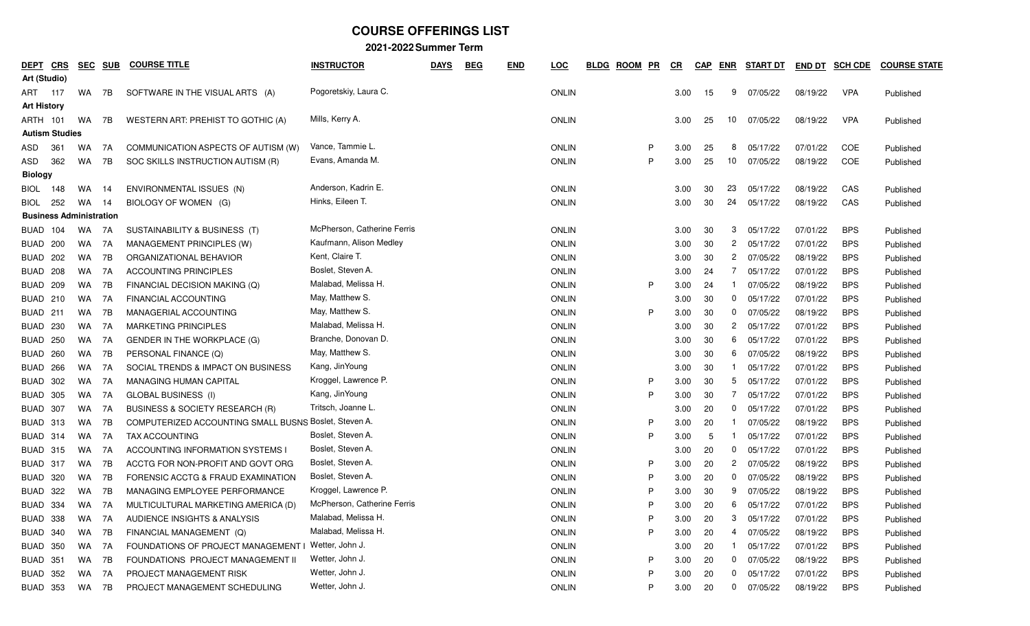# COURSE OFFERINGS LIST

## 2021-2022 Summer Term

| DEPT | CRS | SEC | SUB | COURSE TITLE | INSTRUCTOR | DAYS | BEG | END | LOC | BLDG | ROOM | PR | CR | CAP | ENR | START DT | END DT | SCH CDE | COURSE STATE |
|---|---|---|---|---|---|---|---|---|---|---|---|---|---|---|---|---|---|---|---|
| **Art (Studio)** | | | | | | | | | | | | | | | | | | | |
| ART | 117 | WA | 7B | SOFTWARE IN THE VISUAL ARTS (A) | Pogoretskiy, Laura C. | | | | ONLIN | | | | 3.00 | 15 | 9 | 07/05/22 | 08/19/22 | VPA | Published |
| **Art History** | | | | | | | | | | | | | | | | | | | |
| ARTH | 101 | WA | 7B | WESTERN ART: PREHIST TO GOTHIC (A) | Mills, Kerry A. | | | | ONLIN | | | | 3.00 | 25 | 10 | 07/05/22 | 08/19/22 | VPA | Published |
| **Autism Studies** | | | | | | | | | | | | | | | | | | | |
| ASD | 361 | WA | 7A | COMMUNICATION ASPECTS OF AUTISM (W) | Vance, Tammie L. | | | | ONLIN | | | P | 3.00 | 25 | 8 | 05/17/22 | 07/01/22 | COE | Published |
| ASD | 362 | WA | 7B | SOC SKILLS INSTRUCTION AUTISM (R) | Evans, Amanda M. | | | | ONLIN | | | P | 3.00 | 25 | 10 | 07/05/22 | 08/19/22 | COE | Published |
| **Biology** | | | | | | | | | | | | | | | | | | | |
| BIOL | 148 | WA | 14 | ENVIRONMENTAL ISSUES (N) | Anderson, Kadrin E. | | | | ONLIN | | | | 3.00 | 30 | 23 | 05/17/22 | 08/19/22 | CAS | Published |
| BIOL | 252 | WA | 14 | BIOLOGY OF WOMEN (G) | Hinks, Eileen T. | | | | ONLIN | | | | 3.00 | 30 | 24 | 05/17/22 | 08/19/22 | CAS | Published |
| **Business Administration** | | | | | | | | | | | | | | | | | | | |
| BUAD | 104 | WA | 7A | SUSTAINABILITY & BUSINESS (T) | McPherson, Catherine Ferris | | | | ONLIN | | | | 3.00 | 30 | 3 | 05/17/22 | 07/01/22 | BPS | Published |
| BUAD | 200 | WA | 7A | MANAGEMENT PRINCIPLES (W) | Kaufmann, Alison Medley | | | | ONLIN | | | | 3.00 | 30 | 2 | 05/17/22 | 07/01/22 | BPS | Published |
| BUAD | 202 | WA | 7B | ORGANIZATIONAL BEHAVIOR | Kent, Claire T. | | | | ONLIN | | | | 3.00 | 30 | 2 | 07/05/22 | 08/19/22 | BPS | Published |
| BUAD | 208 | WA | 7A | ACCOUNTING PRINCIPLES | Boslet, Steven A. | | | | ONLIN | | | | 3.00 | 24 | 7 | 05/17/22 | 07/01/22 | BPS | Published |
| BUAD | 209 | WA | 7B | FINANCIAL DECISION MAKING (Q) | Malabad, Melissa H. | | | | ONLIN | | | P | 3.00 | 24 | 1 | 07/05/22 | 08/19/22 | BPS | Published |
| BUAD | 210 | WA | 7A | FINANCIAL ACCOUNTING | May, Matthew S. | | | | ONLIN | | | | 3.00 | 30 | 0 | 05/17/22 | 07/01/22 | BPS | Published |
| BUAD | 211 | WA | 7B | MANAGERIAL ACCOUNTING | May, Matthew S. | | | | ONLIN | | | P | 3.00 | 30 | 0 | 07/05/22 | 08/19/22 | BPS | Published |
| BUAD | 230 | WA | 7A | MARKETING PRINCIPLES | Malabad, Melissa H. | | | | ONLIN | | | | 3.00 | 30 | 2 | 05/17/22 | 07/01/22 | BPS | Published |
| BUAD | 250 | WA | 7A | GENDER IN THE WORKPLACE (G) | Branche, Donovan D. | | | | ONLIN | | | | 3.00 | 30 | 6 | 05/17/22 | 07/01/22 | BPS | Published |
| BUAD | 260 | WA | 7B | PERSONAL FINANCE (Q) | May, Matthew S. | | | | ONLIN | | | | 3.00 | 30 | 6 | 07/05/22 | 08/19/22 | BPS | Published |
| BUAD | 266 | WA | 7A | SOCIAL TRENDS & IMPACT ON BUSINESS | Kang, JinYoung | | | | ONLIN | | | | 3.00 | 30 | 1 | 05/17/22 | 07/01/22 | BPS | Published |
| BUAD | 302 | WA | 7A | MANAGING HUMAN CAPITAL | Kroggel, Lawrence P. | | | | ONLIN | | | P | 3.00 | 30 | 5 | 05/17/22 | 07/01/22 | BPS | Published |
| BUAD | 305 | WA | 7A | GLOBAL BUSINESS (I) | Kang, JinYoung | | | | ONLIN | | | P | 3.00 | 30 | 7 | 05/17/22 | 07/01/22 | BPS | Published |
| BUAD | 307 | WA | 7A | BUSINESS & SOCIETY RESEARCH (R) | Tritsch, Joanne L. | | | | ONLIN | | | | 3.00 | 20 | 0 | 05/17/22 | 07/01/22 | BPS | Published |
| BUAD | 313 | WA | 7B | COMPUTERIZED ACCOUNTING SMALL BUSNS | Boslet, Steven A. | | | | ONLIN | | | P | 3.00 | 20 | 1 | 07/05/22 | 08/19/22 | BPS | Published |
| BUAD | 314 | WA | 7A | TAX ACCOUNTING | Boslet, Steven A. | | | | ONLIN | | | P | 3.00 | 5 | 1 | 05/17/22 | 07/01/22 | BPS | Published |
| BUAD | 315 | WA | 7A | ACCOUNTING INFORMATION SYSTEMS I | Boslet, Steven A. | | | | ONLIN | | | | 3.00 | 20 | 0 | 05/17/22 | 07/01/22 | BPS | Published |
| BUAD | 317 | WA | 7B | ACCTG FOR NON-PROFIT AND GOVT ORG | Boslet, Steven A. | | | | ONLIN | | | P | 3.00 | 20 | 2 | 07/05/22 | 08/19/22 | BPS | Published |
| BUAD | 320 | WA | 7B | FORENSIC ACCTG & FRAUD EXAMINATION | Boslet, Steven A. | | | | ONLIN | | | P | 3.00 | 20 | 0 | 07/05/22 | 08/19/22 | BPS | Published |
| BUAD | 322 | WA | 7B | MANAGING EMPLOYEE PERFORMANCE | Kroggel, Lawrence P. | | | | ONLIN | | | P | 3.00 | 30 | 9 | 07/05/22 | 08/19/22 | BPS | Published |
| BUAD | 334 | WA | 7A | MULTICULTURAL MARKETING AMERICA (D) | McPherson, Catherine Ferris | | | | ONLIN | | | P | 3.00 | 20 | 6 | 05/17/22 | 07/01/22 | BPS | Published |
| BUAD | 338 | WA | 7A | AUDIENCE INSIGHTS & ANALYSIS | Malabad, Melissa H. | | | | ONLIN | | | P | 3.00 | 20 | 3 | 05/17/22 | 07/01/22 | BPS | Published |
| BUAD | 340 | WA | 7B | FINANCIAL MANAGEMENT (Q) | Malabad, Melissa H. | | | | ONLIN | | | P | 3.00 | 20 | 4 | 07/05/22 | 08/19/22 | BPS | Published |
| BUAD | 350 | WA | 7A | FOUNDATIONS OF PROJECT MANAGEMENT I | Wetter, John J. | | | | ONLIN | | | | 3.00 | 20 | 1 | 05/17/22 | 07/01/22 | BPS | Published |
| BUAD | 351 | WA | 7B | FOUNDATIONS PROJECT MANAGEMENT II | Wetter, John J. | | | | ONLIN | | | P | 3.00 | 20 | 0 | 07/05/22 | 08/19/22 | BPS | Published |
| BUAD | 352 | WA | 7A | PROJECT MANAGEMENT RISK | Wetter, John J. | | | | ONLIN | | | P | 3.00 | 20 | 0 | 05/17/22 | 07/01/22 | BPS | Published |
| BUAD | 353 | WA | 7B | PROJECT MANAGEMENT SCHEDULING | Wetter, John J. | | | | ONLIN | | | P | 3.00 | 20 | 0 | 07/05/22 | 08/19/22 | BPS | Published |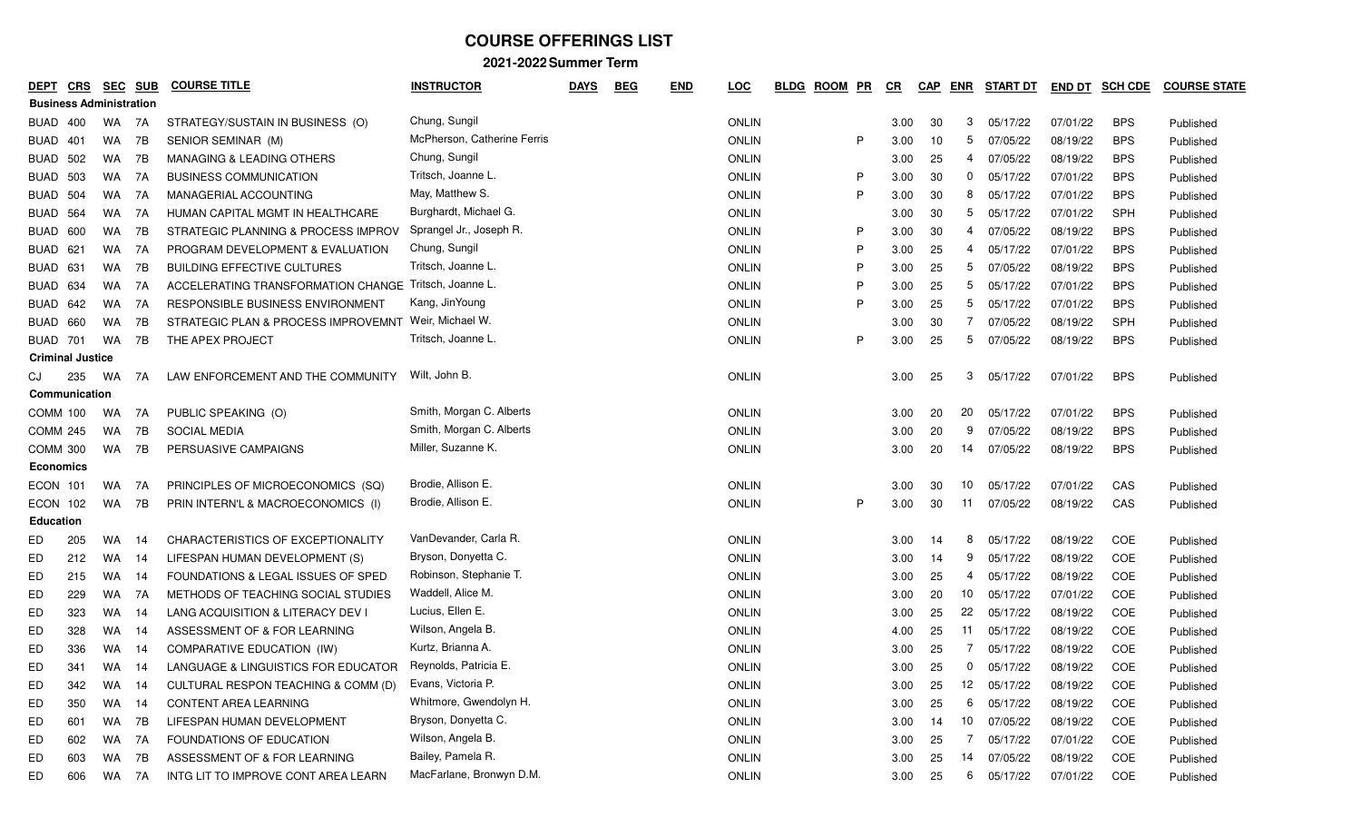# COURSE OFFERINGS LIST

## 2021-2022 Summer Term

| DEPT | CRS | SEC | SUB | COURSE TITLE | INSTRUCTOR | DAYS | BEG | END | LOC | BLDG | ROOM | PR | CR | CAP | ENR | START DT | END DT | SCH CDE | COURSE STATE |
|---|---|---|---|---|---|---|---|---|---|---|---|---|---|---|---|---|---|---|---|
| **Business Administration** | | | | | | | | | | | | | | | | | | | |
| BUAD | 400 | WA | 7A | STRATEGY/SUSTAIN IN BUSINESS (O) | Chung, Sungil | | | | ONLIN | | | | 3.00 | 30 | 3 | 05/17/22 | 07/01/22 | BPS | Published |
| BUAD | 401 | WA | 7B | SENIOR SEMINAR (M) | McPherson, Catherine Ferris | | | | ONLIN | | | P | 3.00 | 10 | 5 | 07/05/22 | 08/19/22 | BPS | Published |
| BUAD | 502 | WA | 7B | MANAGING & LEADING OTHERS | Chung, Sungil | | | | ONLIN | | | | 3.00 | 25 | 4 | 07/05/22 | 08/19/22 | BPS | Published |
| BUAD | 503 | WA | 7A | BUSINESS COMMUNICATION | Tritsch, Joanne L. | | | | ONLIN | | | P | 3.00 | 30 | 0 | 05/17/22 | 07/01/22 | BPS | Published |
| BUAD | 504 | WA | 7A | MANAGERIAL ACCOUNTING | May, Matthew S. | | | | ONLIN | | | P | 3.00 | 30 | 8 | 05/17/22 | 07/01/22 | BPS | Published |
| BUAD | 564 | WA | 7A | HUMAN CAPITAL MGMT IN HEALTHCARE | Burghardt, Michael G. | | | | ONLIN | | | | 3.00 | 30 | 5 | 05/17/22 | 07/01/22 | SPH | Published |
| BUAD | 600 | WA | 7B | STRATEGIC PLANNING & PROCESS IMPROV | Sprangel Jr., Joseph R. | | | | ONLIN | | | P | 3.00 | 30 | 4 | 07/05/22 | 08/19/22 | BPS | Published |
| BUAD | 621 | WA | 7A | PROGRAM DEVELOPMENT & EVALUATION | Chung, Sungil | | | | ONLIN | | | P | 3.00 | 25 | 4 | 05/17/22 | 07/01/22 | BPS | Published |
| BUAD | 631 | WA | 7B | BUILDING EFFECTIVE CULTURES | Tritsch, Joanne L. | | | | ONLIN | | | P | 3.00 | 25 | 5 | 07/05/22 | 08/19/22 | BPS | Published |
| BUAD | 634 | WA | 7A | ACCELERATING TRANSFORMATION CHANGE | Tritsch, Joanne L. | | | | ONLIN | | | P | 3.00 | 25 | 5 | 05/17/22 | 07/01/22 | BPS | Published |
| BUAD | 642 | WA | 7A | RESPONSIBLE BUSINESS ENVIRONMENT | Kang, JinYoung | | | | ONLIN | | | P | 3.00 | 25 | 5 | 05/17/22 | 07/01/22 | BPS | Published |
| BUAD | 660 | WA | 7B | STRATEGIC PLAN & PROCESS IMPROVEMNT | Weir, Michael W. | | | | ONLIN | | | | 3.00 | 30 | 7 | 07/05/22 | 08/19/22 | SPH | Published |
| BUAD | 701 | WA | 7B | THE APEX PROJECT | Tritsch, Joanne L. | | | | ONLIN | | | P | 3.00 | 25 | 5 | 07/05/22 | 08/19/22 | BPS | Published |
| **Criminal Justice** | | | | | | | | | | | | | | | | | | | |
| CJ | 235 | WA | 7A | LAW ENFORCEMENT AND THE COMMUNITY | Wilt, John B. | | | | ONLIN | | | | 3.00 | 25 | 3 | 05/17/22 | 07/01/22 | BPS | Published |
| **Communication** | | | | | | | | | | | | | | | | | | | |
| COMM | 100 | WA | 7A | PUBLIC SPEAKING (O) | Smith, Morgan C. Alberts | | | | ONLIN | | | | 3.00 | 20 | 20 | 05/17/22 | 07/01/22 | BPS | Published |
| COMM | 245 | WA | 7B | SOCIAL MEDIA | Smith, Morgan C. Alberts | | | | ONLIN | | | | 3.00 | 20 | 9 | 07/05/22 | 08/19/22 | BPS | Published |
| COMM | 300 | WA | 7B | PERSUASIVE CAMPAIGNS | Miller, Suzanne K. | | | | ONLIN | | | | 3.00 | 20 | 14 | 07/05/22 | 08/19/22 | BPS | Published |
| **Economics** | | | | | | | | | | | | | | | | | | | |
| ECON | 101 | WA | 7A | PRINCIPLES OF MICROECONOMICS (SQ) | Brodie, Allison E. | | | | ONLIN | | | | 3.00 | 30 | 10 | 05/17/22 | 07/01/22 | CAS | Published |
| ECON | 102 | WA | 7B | PRIN INTERN'L & MACROECONOMICS (I) | Brodie, Allison E. | | | | ONLIN | | | P | 3.00 | 30 | 11 | 07/05/22 | 08/19/22 | CAS | Published |
| **Education** | | | | | | | | | | | | | | | | | | | |
| ED | 205 | WA | 14 | CHARACTERISTICS OF EXCEPTIONALITY | VanDevander, Carla R. | | | | ONLIN | | | | 3.00 | 14 | 8 | 05/17/22 | 08/19/22 | COE | Published |
| ED | 212 | WA | 14 | LIFESPAN HUMAN DEVELOPMENT (S) | Bryson, Donyetta C. | | | | ONLIN | | | | 3.00 | 14 | 9 | 05/17/22 | 08/19/22 | COE | Published |
| ED | 215 | WA | 14 | FOUNDATIONS & LEGAL ISSUES OF SPED | Robinson, Stephanie T. | | | | ONLIN | | | | 3.00 | 25 | 4 | 05/17/22 | 08/19/22 | COE | Published |
| ED | 229 | WA | 7A | METHODS OF TEACHING SOCIAL STUDIES | Waddell, Alice M. | | | | ONLIN | | | | 3.00 | 20 | 10 | 05/17/22 | 07/01/22 | COE | Published |
| ED | 323 | WA | 14 | LANG ACQUISITION & LITERACY DEV I | Lucius, Ellen E. | | | | ONLIN | | | | 3.00 | 25 | 22 | 05/17/22 | 08/19/22 | COE | Published |
| ED | 328 | WA | 14 | ASSESSMENT OF & FOR LEARNING | Wilson, Angela B. | | | | ONLIN | | | | 4.00 | 25 | 11 | 05/17/22 | 08/19/22 | COE | Published |
| ED | 336 | WA | 14 | COMPARATIVE EDUCATION (IW) | Kurtz, Brianna A. | | | | ONLIN | | | | 3.00 | 25 | 7 | 05/17/22 | 08/19/22 | COE | Published |
| ED | 341 | WA | 14 | LANGUAGE & LINGUISTICS FOR EDUCATOR | Reynolds, Patricia E. | | | | ONLIN | | | | 3.00 | 25 | 0 | 05/17/22 | 08/19/22 | COE | Published |
| ED | 342 | WA | 14 | CULTURAL RESPON TEACHING & COMM (D) | Evans, Victoria P. | | | | ONLIN | | | | 3.00 | 25 | 12 | 05/17/22 | 08/19/22 | COE | Published |
| ED | 350 | WA | 14 | CONTENT AREA LEARNING | Whitmore, Gwendolyn H. | | | | ONLIN | | | | 3.00 | 25 | 6 | 05/17/22 | 08/19/22 | COE | Published |
| ED | 601 | WA | 7B | LIFESPAN HUMAN DEVELOPMENT | Bryson, Donyetta C. | | | | ONLIN | | | | 3.00 | 14 | 10 | 07/05/22 | 08/19/22 | COE | Published |
| ED | 602 | WA | 7A | FOUNDATIONS OF EDUCATION | Wilson, Angela B. | | | | ONLIN | | | | 3.00 | 25 | 7 | 05/17/22 | 07/01/22 | COE | Published |
| ED | 603 | WA | 7B | ASSESSMENT OF & FOR LEARNING | Bailey, Pamela R. | | | | ONLIN | | | | 3.00 | 25 | 14 | 07/05/22 | 08/19/22 | COE | Published |
| ED | 606 | WA | 7A | INTG LIT TO IMPROVE CONT AREA LEARN | MacFarlane, Bronwyn D.M. | | | | ONLIN | | | | 3.00 | 25 | 6 | 05/17/22 | 07/01/22 | COE | Published |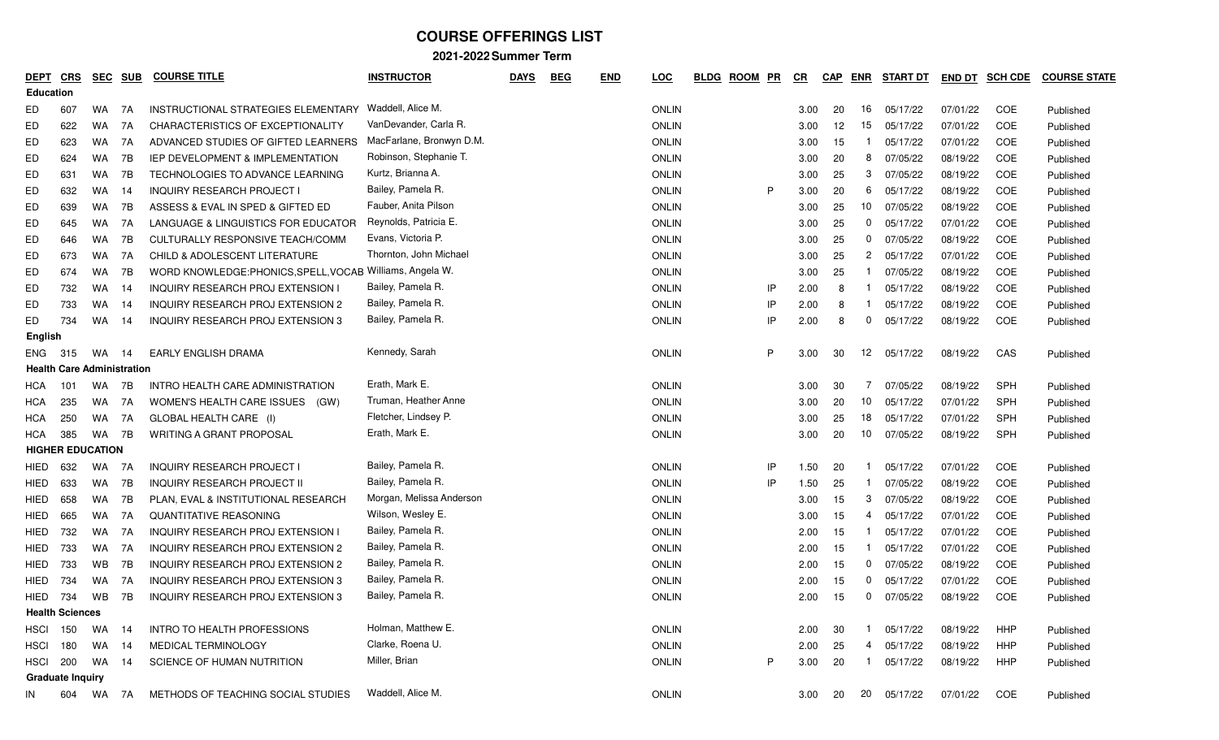# COURSE OFFERINGS LIST

## 2021-2022 Summer Term

| DEPT | CRS | SEC | SUB | COURSE TITLE | INSTRUCTOR | DAYS | BEG | END | LOC | BLDG | ROOM | PR | CR | CAP | ENR | START DT | END DT | SCH CDE | COURSE STATE |
|---|---|---|---|---|---|---|---|---|---|---|---|---|---|---|---|---|---|---|---|
| **Education** | | | | | | | | | | | | | | | | | | | |
| ED | 607 | WA | 7A | INSTRUCTIONAL STRATEGIES ELEMENTARY | Waddell, Alice M. | | | | ONLIN | | | | 3.00 | 20 | 16 | 05/17/22 | 07/01/22 | COE | Published |
| ED | 622 | WA | 7A | CHARACTERISTICS OF EXCEPTIONALITY | VanDevander, Carla R. | | | | ONLIN | | | | 3.00 | 12 | 15 | 05/17/22 | 07/01/22 | COE | Published |
| ED | 623 | WA | 7A | ADVANCED STUDIES OF GIFTED LEARNERS | MacFarlane, Bronwyn D.M. | | | | ONLIN | | | | 3.00 | 15 | 1 | 05/17/22 | 07/01/22 | COE | Published |
| ED | 624 | WA | 7B | IEP DEVELOPMENT & IMPLEMENTATION | Robinson, Stephanie T. | | | | ONLIN | | | | 3.00 | 20 | 8 | 07/05/22 | 08/19/22 | COE | Published |
| ED | 631 | WA | 7B | TECHNOLOGIES TO ADVANCE LEARNING | Kurtz, Brianna A. | | | | ONLIN | | | | 3.00 | 25 | 3 | 07/05/22 | 08/19/22 | COE | Published |
| ED | 632 | WA | 14 | INQUIRY RESEARCH PROJECT I | Bailey, Pamela R. | | | | ONLIN | | | P | 3.00 | 20 | 6 | 05/17/22 | 08/19/22 | COE | Published |
| ED | 639 | WA | 7B | ASSESS & EVAL IN SPED & GIFTED ED | Fauber, Anita Pilson | | | | ONLIN | | | | 3.00 | 25 | 10 | 07/05/22 | 08/19/22 | COE | Published |
| ED | 645 | WA | 7A | LANGUAGE & LINGUISTICS FOR EDUCATOR | Reynolds, Patricia E. | | | | ONLIN | | | | 3.00 | 25 | 0 | 05/17/22 | 07/01/22 | COE | Published |
| ED | 646 | WA | 7B | CULTURALLY RESPONSIVE TEACH/COMM | Evans, Victoria P. | | | | ONLIN | | | | 3.00 | 25 | 0 | 07/05/22 | 08/19/22 | COE | Published |
| ED | 673 | WA | 7A | CHILD & ADOLESCENT LITERATURE | Thornton, John Michael | | | | ONLIN | | | | 3.00 | 25 | 2 | 05/17/22 | 07/01/22 | COE | Published |
| ED | 674 | WA | 7B | WORD KNOWLEDGE:PHONICS,SPELL,VOCAB | Williams, Angela W. | | | | ONLIN | | | | 3.00 | 25 | 1 | 07/05/22 | 08/19/22 | COE | Published |
| ED | 732 | WA | 14 | INQUIRY RESEARCH PROJ EXTENSION I | Bailey, Pamela R. | | | | ONLIN | | | IP | 2.00 | 8 | 1 | 05/17/22 | 08/19/22 | COE | Published |
| ED | 733 | WA | 14 | INQUIRY RESEARCH PROJ EXTENSION 2 | Bailey, Pamela R. | | | | ONLIN | | | IP | 2.00 | 8 | 1 | 05/17/22 | 08/19/22 | COE | Published |
| ED | 734 | WA | 14 | INQUIRY RESEARCH PROJ EXTENSION 3 | Bailey, Pamela R. | | | | ONLIN | | | IP | 2.00 | 8 | 0 | 05/17/22 | 08/19/22 | COE | Published |
| **English** | | | | | | | | | | | | | | | | | | | |
| ENG | 315 | WA | 14 | EARLY ENGLISH DRAMA | Kennedy, Sarah | | | | ONLIN | | | P | 3.00 | 30 | 12 | 05/17/22 | 08/19/22 | CAS | Published |
| **Health Care Administration** | | | | | | | | | | | | | | | | | | | |
| HCA | 101 | WA | 7B | INTRO HEALTH CARE ADMINISTRATION | Erath, Mark E. | | | | ONLIN | | | | 3.00 | 30 | 7 | 07/05/22 | 08/19/22 | SPH | Published |
| HCA | 235 | WA | 7A | WOMEN'S HEALTH CARE ISSUES (GW) | Truman, Heather Anne | | | | ONLIN | | | | 3.00 | 20 | 10 | 05/17/22 | 07/01/22 | SPH | Published |
| HCA | 250 | WA | 7A | GLOBAL HEALTH CARE (I) | Fletcher, Lindsey P. | | | | ONLIN | | | | 3.00 | 25 | 18 | 05/17/22 | 07/01/22 | SPH | Published |
| HCA | 385 | WA | 7B | WRITING A GRANT PROPOSAL | Erath, Mark E. | | | | ONLIN | | | | 3.00 | 20 | 10 | 07/05/22 | 08/19/22 | SPH | Published |
| **HIGHER EDUCATION** | | | | | | | | | | | | | | | | | | | |
| HIED | 632 | WA | 7A | INQUIRY RESEARCH PROJECT I | Bailey, Pamela R. | | | | ONLIN | | | IP | 1.50 | 20 | 1 | 05/17/22 | 07/01/22 | COE | Published |
| HIED | 633 | WA | 7B | INQUIRY RESEARCH PROJECT II | Bailey, Pamela R. | | | | ONLIN | | | IP | 1.50 | 25 | 1 | 07/05/22 | 08/19/22 | COE | Published |
| HIED | 658 | WA | 7B | PLAN, EVAL & INSTITUTIONAL RESEARCH | Morgan, Melissa Anderson | | | | ONLIN | | | | 3.00 | 15 | 3 | 07/05/22 | 08/19/22 | COE | Published |
| HIED | 665 | WA | 7A | QUANTITATIVE REASONING | Wilson, Wesley E. | | | | ONLIN | | | | 3.00 | 15 | 4 | 05/17/22 | 07/01/22 | COE | Published |
| HIED | 732 | WA | 7A | INQUIRY RESEARCH PROJ EXTENSION I | Bailey, Pamela R. | | | | ONLIN | | | | 2.00 | 15 | 1 | 05/17/22 | 07/01/22 | COE | Published |
| HIED | 733 | WA | 7A | INQUIRY RESEARCH PROJ EXTENSION 2 | Bailey, Pamela R. | | | | ONLIN | | | | 2.00 | 15 | 1 | 05/17/22 | 07/01/22 | COE | Published |
| HIED | 733 | WB | 7B | INQUIRY RESEARCH PROJ EXTENSION 2 | Bailey, Pamela R. | | | | ONLIN | | | | 2.00 | 15 | 0 | 07/05/22 | 08/19/22 | COE | Published |
| HIED | 734 | WA | 7A | INQUIRY RESEARCH PROJ EXTENSION 3 | Bailey, Pamela R. | | | | ONLIN | | | | 2.00 | 15 | 0 | 05/17/22 | 07/01/22 | COE | Published |
| HIED | 734 | WB | 7B | INQUIRY RESEARCH PROJ EXTENSION 3 | Bailey, Pamela R. | | | | ONLIN | | | | 2.00 | 15 | 0 | 07/05/22 | 08/19/22 | COE | Published |
| **Health Sciences** | | | | | | | | | | | | | | | | | | | |
| HSCI | 150 | WA | 14 | INTRO TO HEALTH PROFESSIONS | Holman, Matthew E. | | | | ONLIN | | | | 2.00 | 30 | 1 | 05/17/22 | 08/19/22 | HHP | Published |
| HSCI | 180 | WA | 14 | MEDICAL TERMINOLOGY | Clarke, Roena U. | | | | ONLIN | | | | 2.00 | 25 | 4 | 05/17/22 | 08/19/22 | HHP | Published |
| HSCI | 200 | WA | 14 | SCIENCE OF HUMAN NUTRITION | Miller, Brian | | | | ONLIN | | | P | 3.00 | 20 | 1 | 05/17/22 | 08/19/22 | HHP | Published |
| **Graduate Inquiry** | | | | | | | | | | | | | | | | | | | |
| IN | 604 | WA | 7A | METHODS OF TEACHING SOCIAL STUDIES | Waddell, Alice M. | | | | ONLIN | | | | 3.00 | 20 | 20 | 05/17/22 | 07/01/22 | COE | Published |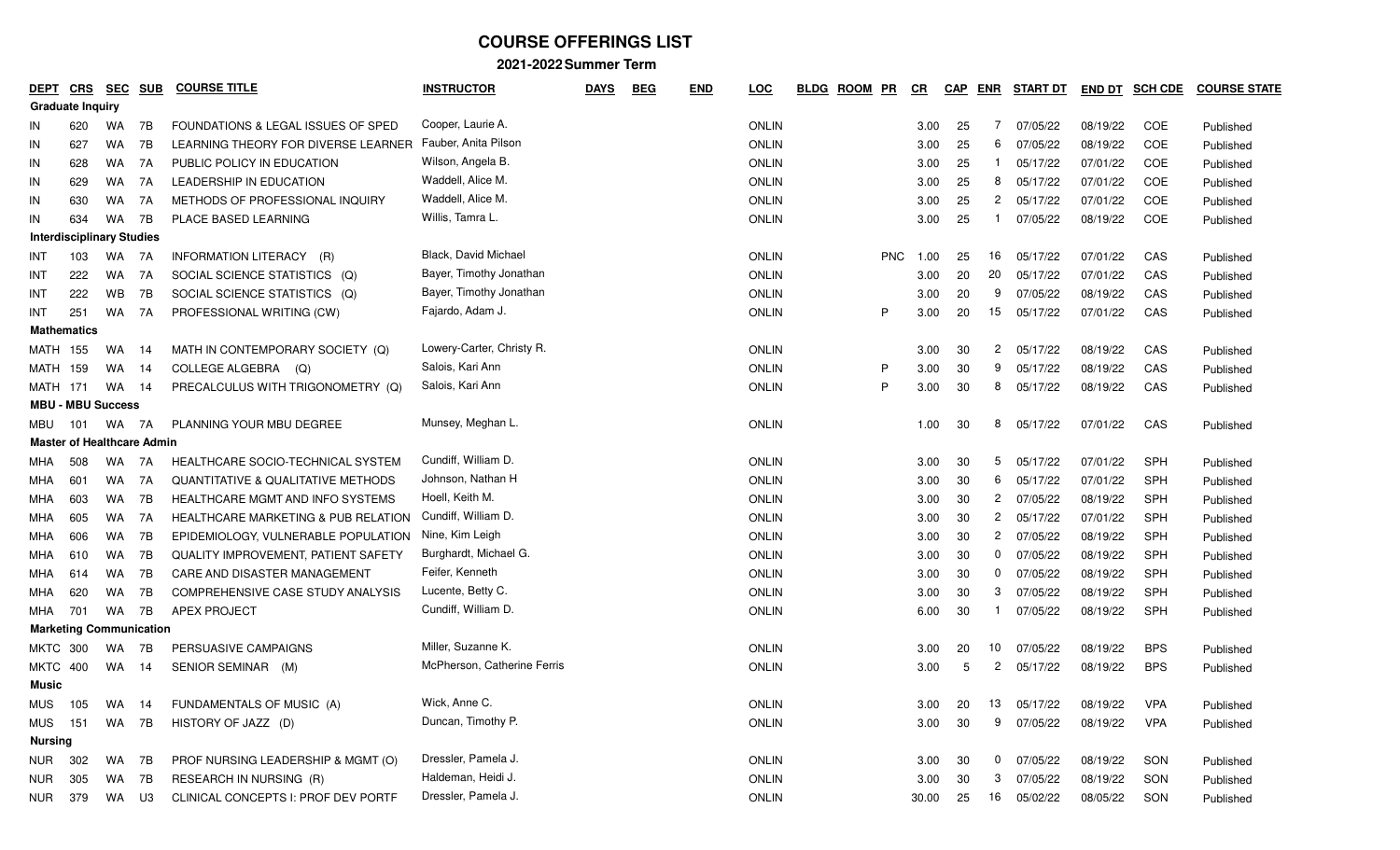# COURSE OFFERINGS LIST

## 2021-2022 Summer Term

| DEPT | CRS | SEC | SUB | COURSE TITLE | INSTRUCTOR | DAYS | BEG | END | LOC | BLDG | ROOM | PR | CR | CAP | ENR | START DT | END DT | SCH CDE | COURSE STATE |
|---|---|---|---|---|---|---|---|---|---|---|---|---|---|---|---|---|---|---|---|
| **Graduate Inquiry** | | | | | | | | | | | | | | | | | | | |
| IN | 620 | WA | 7B | FOUNDATIONS & LEGAL ISSUES OF SPED | Cooper, Laurie A. | | | | ONLIN | | | | 3.00 | 25 | 7 | 07/05/22 | 08/19/22 | COE | Published |
| IN | 627 | WA | 7B | LEARNING THEORY FOR DIVERSE LEARNER | Fauber, Anita Pilson | | | | ONLIN | | | | 3.00 | 25 | 6 | 07/05/22 | 08/19/22 | COE | Published |
| IN | 628 | WA | 7A | PUBLIC POLICY IN EDUCATION | Wilson, Angela B. | | | | ONLIN | | | | 3.00 | 25 | 1 | 05/17/22 | 07/01/22 | COE | Published |
| IN | 629 | WA | 7A | LEADERSHIP IN EDUCATION | Waddell, Alice M. | | | | ONLIN | | | | 3.00 | 25 | 8 | 05/17/22 | 07/01/22 | COE | Published |
| IN | 630 | WA | 7A | METHODS OF PROFESSIONAL INQUIRY | Waddell, Alice M. | | | | ONLIN | | | | 3.00 | 25 | 2 | 05/17/22 | 07/01/22 | COE | Published |
| IN | 634 | WA | 7B | PLACE BASED LEARNING | Willis, Tamra L. | | | | ONLIN | | | | 3.00 | 25 | 1 | 07/05/22 | 08/19/22 | COE | Published |
| **Interdisciplinary Studies** | | | | | | | | | | | | | | | | | | | |
| INT | 103 | WA | 7A | INFORMATION LITERACY (R) | Black, David Michael | | | | ONLIN | | | PNC | 1.00 | 25 | 16 | 05/17/22 | 07/01/22 | CAS | Published |
| INT | 222 | WA | 7A | SOCIAL SCIENCE STATISTICS (Q) | Bayer, Timothy Jonathan | | | | ONLIN | | | | 3.00 | 20 | 20 | 05/17/22 | 07/01/22 | CAS | Published |
| INT | 222 | WB | 7B | SOCIAL SCIENCE STATISTICS (Q) | Bayer, Timothy Jonathan | | | | ONLIN | | | | 3.00 | 20 | 9 | 07/05/22 | 08/19/22 | CAS | Published |
| INT | 251 | WA | 7A | PROFESSIONAL WRITING (CW) | Fajardo, Adam J. | | | | ONLIN | | | P | 3.00 | 20 | 15 | 05/17/22 | 07/01/22 | CAS | Published |
| **Mathematics** | | | | | | | | | | | | | | | | | | | |
| MATH | 155 | WA | 14 | MATH IN CONTEMPORARY SOCIETY (Q) | Lowery-Carter, Christy R. | | | | ONLIN | | | | 3.00 | 30 | 2 | 05/17/22 | 08/19/22 | CAS | Published |
| MATH | 159 | WA | 14 | COLLEGE ALGEBRA (Q) | Salois, Kari Ann | | | | ONLIN | | | P | 3.00 | 30 | 9 | 05/17/22 | 08/19/22 | CAS | Published |
| MATH | 171 | WA | 14 | PRECALCULUS WITH TRIGONOMETRY (Q) | Salois, Kari Ann | | | | ONLIN | | | P | 3.00 | 30 | 8 | 05/17/22 | 08/19/22 | CAS | Published |
| **MBU - MBU Success** | | | | | | | | | | | | | | | | | | | |
| MBU | 101 | WA | 7A | PLANNING YOUR MBU DEGREE | Munsey, Meghan L. | | | | ONLIN | | | | 1.00 | 30 | 8 | 05/17/22 | 07/01/22 | CAS | Published |
| **Master of Healthcare Admin** | | | | | | | | | | | | | | | | | | | |
| MHA | 508 | WA | 7A | HEALTHCARE SOCIO-TECHNICAL SYSTEM | Cundiff, William D. | | | | ONLIN | | | | 3.00 | 30 | 5 | 05/17/22 | 07/01/22 | SPH | Published |
| MHA | 601 | WA | 7A | QUANTITATIVE & QUALITATIVE METHODS | Johnson, Nathan H | | | | ONLIN | | | | 3.00 | 30 | 6 | 05/17/22 | 07/01/22 | SPH | Published |
| MHA | 603 | WA | 7B | HEALTHCARE MGMT AND INFO SYSTEMS | Hoell, Keith M. | | | | ONLIN | | | | 3.00 | 30 | 2 | 07/05/22 | 08/19/22 | SPH | Published |
| MHA | 605 | WA | 7A | HEALTHCARE MARKETING & PUB RELATION | Cundiff, William D. | | | | ONLIN | | | | 3.00 | 30 | 2 | 05/17/22 | 07/01/22 | SPH | Published |
| MHA | 606 | WA | 7B | EPIDEMIOLOGY, VULNERABLE POPULATION | Nine, Kim Leigh | | | | ONLIN | | | | 3.00 | 30 | 2 | 07/05/22 | 08/19/22 | SPH | Published |
| MHA | 610 | WA | 7B | QUALITY IMPROVEMENT, PATIENT SAFETY | Burghardt, Michael G. | | | | ONLIN | | | | 3.00 | 30 | 0 | 07/05/22 | 08/19/22 | SPH | Published |
| MHA | 614 | WA | 7B | CARE AND DISASTER MANAGEMENT | Feifer, Kenneth | | | | ONLIN | | | | 3.00 | 30 | 0 | 07/05/22 | 08/19/22 | SPH | Published |
| MHA | 620 | WA | 7B | COMPREHENSIVE CASE STUDY ANALYSIS | Lucente, Betty C. | | | | ONLIN | | | | 3.00 | 30 | 3 | 07/05/22 | 08/19/22 | SPH | Published |
| MHA | 701 | WA | 7B | APEX PROJECT | Cundiff, William D. | | | | ONLIN | | | | 6.00 | 30 | 1 | 07/05/22 | 08/19/22 | SPH | Published |
| **Marketing Communication** | | | | | | | | | | | | | | | | | | | |
| MKTC | 300 | WA | 7B | PERSUASIVE CAMPAIGNS | Miller, Suzanne K. | | | | ONLIN | | | | 3.00 | 20 | 10 | 07/05/22 | 08/19/22 | BPS | Published |
| MKTC | 400 | WA | 14 | SENIOR SEMINAR (M) | McPherson, Catherine Ferris | | | | ONLIN | | | | 3.00 | 5 | 2 | 05/17/22 | 08/19/22 | BPS | Published |
| **Music** | | | | | | | | | | | | | | | | | | | |
| MUS | 105 | WA | 14 | FUNDAMENTALS OF MUSIC (A) | Wick, Anne C. | | | | ONLIN | | | | 3.00 | 20 | 13 | 05/17/22 | 08/19/22 | VPA | Published |
| MUS | 151 | WA | 7B | HISTORY OF JAZZ (D) | Duncan, Timothy P. | | | | ONLIN | | | | 3.00 | 30 | 9 | 07/05/22 | 08/19/22 | VPA | Published |
| **Nursing** | | | | | | | | | | | | | | | | | | | |
| NUR | 302 | WA | 7B | PROF NURSING LEADERSHIP & MGMT (O) | Dressler, Pamela J. | | | | ONLIN | | | | 3.00 | 30 | 0 | 07/05/22 | 08/19/22 | SON | Published |
| NUR | 305 | WA | 7B | RESEARCH IN NURSING (R) | Haldeman, Heidi J. | | | | ONLIN | | | | 3.00 | 30 | 3 | 07/05/22 | 08/19/22 | SON | Published |
| NUR | 379 | WA | U3 | CLINICAL CONCEPTS I: PROF DEV PORTF | Dressler, Pamela J. | | | | ONLIN | | | | 30.00 | 25 | 16 | 05/02/22 | 08/05/22 | SON | Published |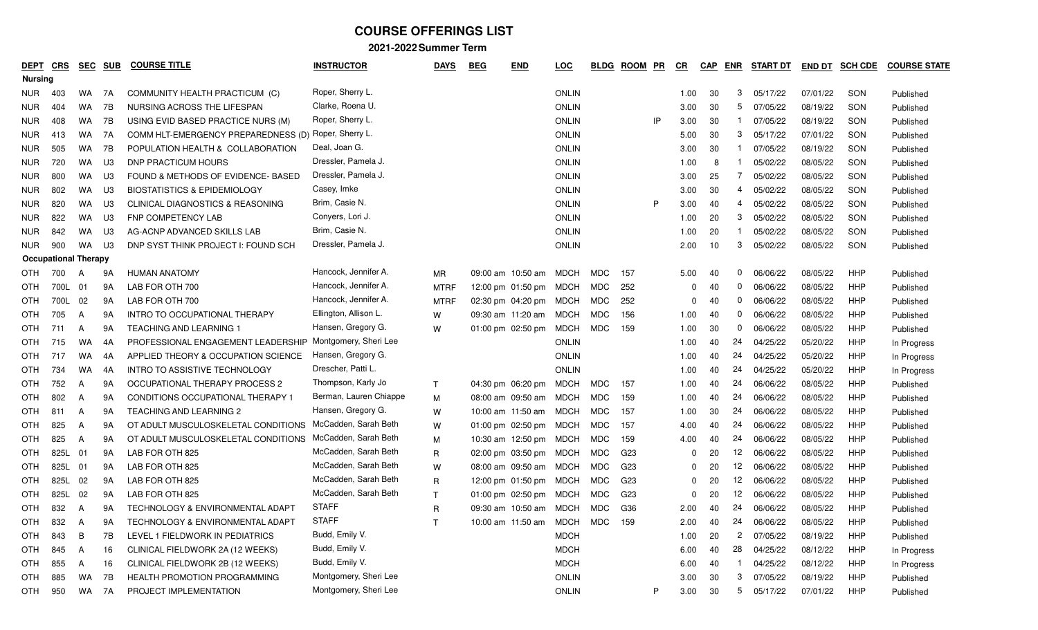# COURSE OFFERINGS LIST

## 2021-2022 Summer Term

| DEPT | CRS | SEC | SUB | COURSE TITLE | INSTRUCTOR | DAYS | BEG | END | LOC | BLDG | ROOM | PR | CR | CAP | ENR | START DT | END DT | SCH CDE | COURSE STATE |
|---|---|---|---|---|---|---|---|---|---|---|---|---|---|---|---|---|---|---|---|
| **Nursing** | | | | | | | | | | | | | | | | | | | |
| NUR | 403 | WA | 7A | COMMUNITY HEALTH PRACTICUM (C) | Roper, Sherry L. | | | | ONLIN | | | | 1.00 | 30 | 3 | 05/17/22 | 07/01/22 | SON | Published |
| NUR | 404 | WA | 7B | NURSING ACROSS THE LIFESPAN | Clarke, Roena U. | | | | ONLIN | | | | 3.00 | 30 | 5 | 07/05/22 | 08/19/22 | SON | Published |
| NUR | 408 | WA | 7B | USING EVID BASED PRACTICE NURS (M) | Roper, Sherry L. | | | | ONLIN | | | IP | 3.00 | 30 | 1 | 07/05/22 | 08/19/22 | SON | Published |
| NUR | 413 | WA | 7A | COMM HLT-EMERGENCY PREPAREDNESS (D) | Roper, Sherry L. | | | | ONLIN | | | | 5.00 | 30 | 3 | 05/17/22 | 07/01/22 | SON | Published |
| NUR | 505 | WA | 7B | POPULATION HEALTH & COLLABORATION | Deal, Joan G. | | | | ONLIN | | | | 3.00 | 30 | 1 | 07/05/22 | 08/19/22 | SON | Published |
| NUR | 720 | WA | U3 | DNP PRACTICUM HOURS | Dressler, Pamela J. | | | | ONLIN | | | | 1.00 | 8 | 1 | 05/02/22 | 08/05/22 | SON | Published |
| NUR | 800 | WA | U3 | FOUND & METHODS OF EVIDENCE- BASED | Dressler, Pamela J. | | | | ONLIN | | | | 3.00 | 25 | 7 | 05/02/22 | 08/05/22 | SON | Published |
| NUR | 802 | WA | U3 | BIOSTATISTICS & EPIDEMIOLOGY | Casey, Imke | | | | ONLIN | | | | 3.00 | 30 | 4 | 05/02/22 | 08/05/22 | SON | Published |
| NUR | 820 | WA | U3 | CLINICAL DIAGNOSTICS & REASONING | Brim, Casie N. | | | | ONLIN | | | P | 3.00 | 40 | 4 | 05/02/22 | 08/05/22 | SON | Published |
| NUR | 822 | WA | U3 | FNP COMPETENCY LAB | Conyers, Lori J. | | | | ONLIN | | | | 1.00 | 20 | 3 | 05/02/22 | 08/05/22 | SON | Published |
| NUR | 842 | WA | U3 | AG-ACNP ADVANCED SKILLS LAB | Brim, Casie N. | | | | ONLIN | | | | 1.00 | 20 | 1 | 05/02/22 | 08/05/22 | SON | Published |
| NUR | 900 | WA | U3 | DNP SYST THINK PROJECT I: FOUND SCH | Dressler, Pamela J. | | | | ONLIN | | | | 2.00 | 10 | 3 | 05/02/22 | 08/05/22 | SON | Published |
| **Occupational Therapy** | | | | | | | | | | | | | | | | | | | |
| OTH | 700 | A | 9A | HUMAN ANATOMY | Hancock, Jennifer A. | MR | 09:00 am | 10:50 am | MDCH | MDC | 157 | | 5.00 | 40 | 0 | 06/06/22 | 08/05/22 | HHP | Published |
| OTH | 700L | 01 | 9A | LAB FOR OTH 700 | Hancock, Jennifer A. | MTRF | 12:00 pm | 01:50 pm | MDCH | MDC | 252 | | 0 | 40 | 0 | 06/06/22 | 08/05/22 | HHP | Published |
| OTH | 700L | 02 | 9A | LAB FOR OTH 700 | Hancock, Jennifer A. | MTRF | 02:30 pm | 04:20 pm | MDCH | MDC | 252 | | 0 | 40 | 0 | 06/06/22 | 08/05/22 | HHP | Published |
| OTH | 705 | A | 9A | INTRO TO OCCUPATIONAL THERAPY | Ellington, Allison L. | W | 09:30 am | 11:20 am | MDCH | MDC | 156 | | 1.00 | 40 | 0 | 06/06/22 | 08/05/22 | HHP | Published |
| OTH | 711 | A | 9A | TEACHING AND LEARNING 1 | Hansen, Gregory G. | W | 01:00 pm | 02:50 pm | MDCH | MDC | 159 | | 1.00 | 30 | 0 | 06/06/22 | 08/05/22 | HHP | Published |
| OTH | 715 | WA | 4A | PROFESSIONAL ENGAGEMENT LEADERSHIP | Montgomery, Sheri Lee | | | | ONLIN | | | | 1.00 | 40 | 24 | 04/25/22 | 05/20/22 | HHP | In Progress |
| OTH | 717 | WA | 4A | APPLIED THEORY & OCCUPATION SCIENCE | Hansen, Gregory G. | | | | ONLIN | | | | 1.00 | 40 | 24 | 04/25/22 | 05/20/22 | HHP | In Progress |
| OTH | 734 | WA | 4A | INTRO TO ASSISTIVE TECHNOLOGY | Drescher, Patti L. | | | | ONLIN | | | | 1.00 | 40 | 24 | 04/25/22 | 05/20/22 | HHP | In Progress |
| OTH | 752 | A | 9A | OCCUPATIONAL THERAPY PROCESS 2 | Thompson, Karly Jo | T | 04:30 pm | 06:20 pm | MDCH | MDC | 157 | | 1.00 | 40 | 24 | 06/06/22 | 08/05/22 | HHP | Published |
| OTH | 802 | A | 9A | CONDITIONS OCCUPATIONAL THERAPY 1 | Berman, Lauren Chiappe | M | 08:00 am | 09:50 am | MDCH | MDC | 159 | | 1.00 | 40 | 24 | 06/06/22 | 08/05/22 | HHP | Published |
| OTH | 811 | A | 9A | TEACHING AND LEARNING 2 | Hansen, Gregory G. | W | 10:00 am | 11:50 am | MDCH | MDC | 157 | | 1.00 | 30 | 24 | 06/06/22 | 08/05/22 | HHP | Published |
| OTH | 825 | A | 9A | OT ADULT MUSCULOSKELETAL CONDITIONS | McCadden, Sarah Beth | W | 01:00 pm | 02:50 pm | MDCH | MDC | 157 | | 4.00 | 40 | 24 | 06/06/22 | 08/05/22 | HHP | Published |
| OTH | 825 | A | 9A | OT ADULT MUSCULOSKELETAL CONDITIONS | McCadden, Sarah Beth | M | 10:30 am | 12:50 pm | MDCH | MDC | 159 | | 4.00 | 40 | 24 | 06/06/22 | 08/05/22 | HHP | Published |
| OTH | 825L | 01 | 9A | LAB FOR OTH 825 | McCadden, Sarah Beth | R | 02:00 pm | 03:50 pm | MDCH | MDC | G23 | | 0 | 20 | 12 | 06/06/22 | 08/05/22 | HHP | Published |
| OTH | 825L | 01 | 9A | LAB FOR OTH 825 | McCadden, Sarah Beth | W | 08:00 am | 09:50 am | MDCH | MDC | G23 | | 0 | 20 | 12 | 06/06/22 | 08/05/22 | HHP | Published |
| OTH | 825L | 02 | 9A | LAB FOR OTH 825 | McCadden, Sarah Beth | R | 12:00 pm | 01:50 pm | MDCH | MDC | G23 | | 0 | 20 | 12 | 06/06/22 | 08/05/22 | HHP | Published |
| OTH | 825L | 02 | 9A | LAB FOR OTH 825 | McCadden, Sarah Beth | T | 01:00 pm | 02:50 pm | MDCH | MDC | G23 | | 0 | 20 | 12 | 06/06/22 | 08/05/22 | HHP | Published |
| OTH | 832 | A | 9A | TECHNOLOGY & ENVIRONMENTAL ADAPT | STAFF | R | 09:30 am | 10:50 am | MDCH | MDC | G36 | | 2.00 | 40 | 24 | 06/06/22 | 08/05/22 | HHP | Published |
| OTH | 832 | A | 9A | TECHNOLOGY & ENVIRONMENTAL ADAPT | STAFF | T | 10:00 am | 11:50 am | MDCH | MDC | 159 | | 2.00 | 40 | 24 | 06/06/22 | 08/05/22 | HHP | Published |
| OTH | 843 | B | 7B | LEVEL 1 FIELDWORK IN PEDIATRICS | Budd, Emily V. | | | | MDCH | | | | 1.00 | 20 | 2 | 07/05/22 | 08/19/22 | HHP | Published |
| OTH | 845 | A | 16 | CLINICAL FIELDWORK 2A (12 WEEKS) | Budd, Emily V. | | | | MDCH | | | | 6.00 | 40 | 28 | 04/25/22 | 08/12/22 | HHP | In Progress |
| OTH | 855 | A | 16 | CLINICAL FIELDWORK 2B (12 WEEKS) | Budd, Emily V. | | | | MDCH | | | | 6.00 | 40 | 1 | 04/25/22 | 08/12/22 | HHP | In Progress |
| OTH | 885 | WA | 7B | HEALTH PROMOTION PROGRAMMING | Montgomery, Sheri Lee | | | | ONLIN | | | | 3.00 | 30 | 3 | 07/05/22 | 08/19/22 | HHP | Published |
| OTH | 950 | WA | 7A | PROJECT IMPLEMENTATION | Montgomery, Sheri Lee | | | | ONLIN | | | P | 3.00 | 30 | 5 | 05/17/22 | 07/01/22 | HHP | Published |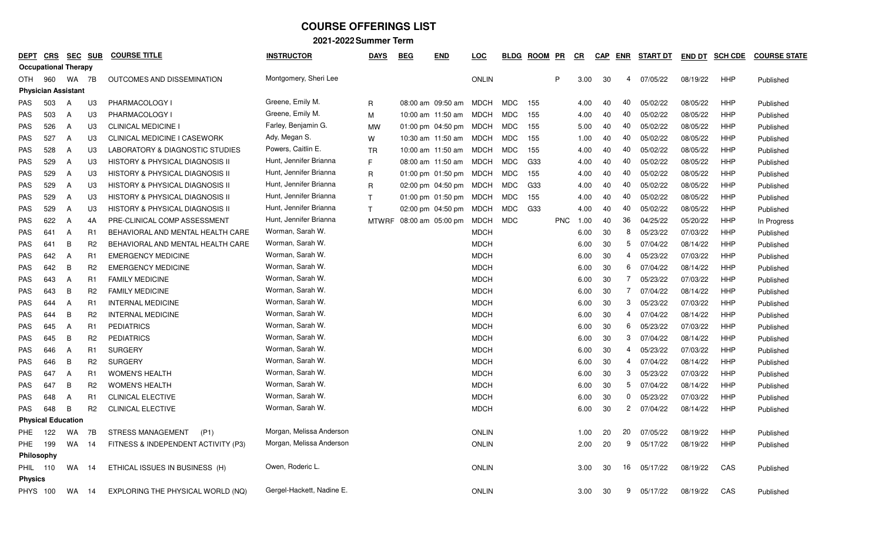# COURSE OFFERINGS LIST

## 2021-2022 Summer Term

| DEPT | CRS | SEC | SUB | COURSE TITLE | INSTRUCTOR | DAYS | BEG | END | LOC | BLDG | ROOM | PR | CR | CAP | ENR | START DT | END DT | SCH CDE | COURSE STATE |
|---|---|---|---|---|---|---|---|---|---|---|---|---|---|---|---|---|---|---|---|
| **Occupational Therapy** | | | | | | | | | | | | | | | | | | | |
| OTH | 960 | WA | 7B | OUTCOMES AND DISSEMINATION | Montgomery, Sheri Lee | | | | ONLIN | | | P | 3.00 | 30 | 4 | 07/05/22 | 08/19/22 | HHP | Published |
| **Physician Assistant** | | | | | | | | | | | | | | | | | | | |
| PAS | 503 | A | U3 | PHARMACOLOGY I | Greene, Emily M. | R | 08:00 am | 09:50 am | MDCH | MDC | 155 | | 4.00 | 40 | 40 | 05/02/22 | 08/05/22 | HHP | Published |
| PAS | 503 | A | U3 | PHARMACOLOGY I | Greene, Emily M. | M | 10:00 am | 11:50 am | MDCH | MDC | 155 | | 4.00 | 40 | 40 | 05/02/22 | 08/05/22 | HHP | Published |
| PAS | 526 | A | U3 | CLINICAL MEDICINE I | Farley, Benjamin G. | MW | 01:00 pm | 04:50 pm | MDCH | MDC | 155 | | 5.00 | 40 | 40 | 05/02/22 | 08/05/22 | HHP | Published |
| PAS | 527 | A | U3 | CLINICAL MEDICINE I CASEWORK | Ady, Megan S. | W | 10:30 am | 11:50 am | MDCH | MDC | 155 | | 1.00 | 40 | 40 | 05/02/22 | 08/05/22 | HHP | Published |
| PAS | 528 | A | U3 | LABORATORY & DIAGNOSTIC STUDIES | Powers, Caitlin E. | TR | 10:00 am | 11:50 am | MDCH | MDC | 155 | | 4.00 | 40 | 40 | 05/02/22 | 08/05/22 | HHP | Published |
| PAS | 529 | A | U3 | HISTORY & PHYSICAL DIAGNOSIS II | Hunt, Jennifer Brianna | F | 08:00 am | 11:50 am | MDCH | MDC | G33 | | 4.00 | 40 | 40 | 05/02/22 | 08/05/22 | HHP | Published |
| PAS | 529 | A | U3 | HISTORY & PHYSICAL DIAGNOSIS II | Hunt, Jennifer Brianna | R | 01:00 pm | 01:50 pm | MDCH | MDC | 155 | | 4.00 | 40 | 40 | 05/02/22 | 08/05/22 | HHP | Published |
| PAS | 529 | A | U3 | HISTORY & PHYSICAL DIAGNOSIS II | Hunt, Jennifer Brianna | R | 02:00 pm | 04:50 pm | MDCH | MDC | G33 | | 4.00 | 40 | 40 | 05/02/22 | 08/05/22 | HHP | Published |
| PAS | 529 | A | U3 | HISTORY & PHYSICAL DIAGNOSIS II | Hunt, Jennifer Brianna | T | 01:00 pm | 01:50 pm | MDCH | MDC | 155 | | 4.00 | 40 | 40 | 05/02/22 | 08/05/22 | HHP | Published |
| PAS | 529 | A | U3 | HISTORY & PHYSICAL DIAGNOSIS II | Hunt, Jennifer Brianna | T | 02:00 pm | 04:50 pm | MDCH | MDC | G33 | | 4.00 | 40 | 40 | 05/02/22 | 08/05/22 | HHP | Published |
| PAS | 622 | A | 4A | PRE-CLINICAL COMP ASSESSMENT | Hunt, Jennifer Brianna | MTWRF | 08:00 am | 05:00 pm | MDCH | MDC | | PNC | 1.00 | 40 | 36 | 04/25/22 | 05/20/22 | HHP | In Progress |
| PAS | 641 | A | R1 | BEHAVIORAL AND MENTAL HEALTH CARE | Worman, Sarah W. | | | | MDCH | | | | 6.00 | 30 | 8 | 05/23/22 | 07/03/22 | HHP | Published |
| PAS | 641 | B | R2 | BEHAVIORAL AND MENTAL HEALTH CARE | Worman, Sarah W. | | | | MDCH | | | | 6.00 | 30 | 5 | 07/04/22 | 08/14/22 | HHP | Published |
| PAS | 642 | A | R1 | EMERGENCY MEDICINE | Worman, Sarah W. | | | | MDCH | | | | 6.00 | 30 | 4 | 05/23/22 | 07/03/22 | HHP | Published |
| PAS | 642 | B | R2 | EMERGENCY MEDICINE | Worman, Sarah W. | | | | MDCH | | | | 6.00 | 30 | 6 | 07/04/22 | 08/14/22 | HHP | Published |
| PAS | 643 | A | R1 | FAMILY MEDICINE | Worman, Sarah W. | | | | MDCH | | | | 6.00 | 30 | 7 | 05/23/22 | 07/03/22 | HHP | Published |
| PAS | 643 | B | R2 | FAMILY MEDICINE | Worman, Sarah W. | | | | MDCH | | | | 6.00 | 30 | 7 | 07/04/22 | 08/14/22 | HHP | Published |
| PAS | 644 | A | R1 | INTERNAL MEDICINE | Worman, Sarah W. | | | | MDCH | | | | 6.00 | 30 | 3 | 05/23/22 | 07/03/22 | HHP | Published |
| PAS | 644 | B | R2 | INTERNAL MEDICINE | Worman, Sarah W. | | | | MDCH | | | | 6.00 | 30 | 4 | 07/04/22 | 08/14/22 | HHP | Published |
| PAS | 645 | A | R1 | PEDIATRICS | Worman, Sarah W. | | | | MDCH | | | | 6.00 | 30 | 6 | 05/23/22 | 07/03/22 | HHP | Published |
| PAS | 645 | B | R2 | PEDIATRICS | Worman, Sarah W. | | | | MDCH | | | | 6.00 | 30 | 3 | 07/04/22 | 08/14/22 | HHP | Published |
| PAS | 646 | A | R1 | SURGERY | Worman, Sarah W. | | | | MDCH | | | | 6.00 | 30 | 4 | 05/23/22 | 07/03/22 | HHP | Published |
| PAS | 646 | B | R2 | SURGERY | Worman, Sarah W. | | | | MDCH | | | | 6.00 | 30 | 4 | 07/04/22 | 08/14/22 | HHP | Published |
| PAS | 647 | A | R1 | WOMEN'S HEALTH | Worman, Sarah W. | | | | MDCH | | | | 6.00 | 30 | 3 | 05/23/22 | 07/03/22 | HHP | Published |
| PAS | 647 | B | R2 | WOMEN'S HEALTH | Worman, Sarah W. | | | | MDCH | | | | 6.00 | 30 | 5 | 07/04/22 | 08/14/22 | HHP | Published |
| PAS | 648 | A | R1 | CLINICAL ELECTIVE | Worman, Sarah W. | | | | MDCH | | | | 6.00 | 30 | 0 | 05/23/22 | 07/03/22 | HHP | Published |
| PAS | 648 | B | R2 | CLINICAL ELECTIVE | Worman, Sarah W. | | | | MDCH | | | | 6.00 | 30 | 2 | 07/04/22 | 08/14/22 | HHP | Published |
| **Physical Education** | | | | | | | | | | | | | | | | | | | |
| PHE | 122 | WA | 7B | STRESS MANAGEMENT (P1) | Morgan, Melissa Anderson | | | | ONLIN | | | | 1.00 | 20 | 20 | 07/05/22 | 08/19/22 | HHP | Published |
| PHE | 199 | WA | 14 | FITNESS & INDEPENDENT ACTIVITY (P3) | Morgan, Melissa Anderson | | | | ONLIN | | | | 2.00 | 20 | 9 | 05/17/22 | 08/19/22 | HHP | Published |
| **Philosophy** | | | | | | | | | | | | | | | | | | | |
| PHIL | 110 | WA | 14 | ETHICAL ISSUES IN BUSINESS (H) | Owen, Roderic L. | | | | ONLIN | | | | 3.00 | 30 | 16 | 05/17/22 | 08/19/22 | CAS | Published |
| **Physics** | | | | | | | | | | | | | | | | | | | |
| PHYS | 100 | WA | 14 | EXPLORING THE PHYSICAL WORLD (NQ) | Gergel-Hackett, Nadine E. | | | | ONLIN | | | | 3.00 | 30 | 9 | 05/17/22 | 08/19/22 | CAS | Published |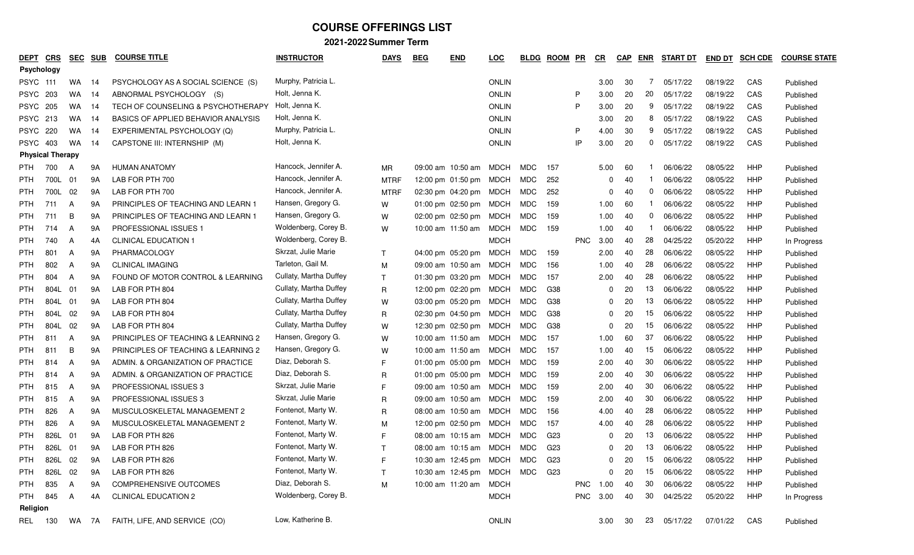# COURSE OFFERINGS LIST

## 2021-2022 Summer Term

| DEPT | CRS | SEC | SUB | COURSE TITLE | INSTRUCTOR | DAYS | BEG | END | LOC | BLDG | ROOM | PR | CR | CAP | ENR | START DT | END DT | SCH CDE | COURSE STATE |
|---|---|---|---|---|---|---|---|---|---|---|---|---|---|---|---|---|---|---|---|
| **Psychology** | | | | | | | | | | | | | | | | | | | |
| PSYC | 111 | WA | 14 | PSYCHOLOGY AS A SOCIAL SCIENCE (S) | Murphy, Patricia L. | | | | ONLIN | | | | 3.00 | 30 | 7 | 05/17/22 | 08/19/22 | CAS | Published |
| PSYC | 203 | WA | 14 | ABNORMAL PSYCHOLOGY (S) | Holt, Jenna K. | | | | ONLIN | | | P | 3.00 | 20 | 20 | 05/17/22 | 08/19/22 | CAS | Published |
| PSYC | 205 | WA | 14 | TECH OF COUNSELING & PSYCHOTHERAPY | Holt, Jenna K. | | | | ONLIN | | | P | 3.00 | 20 | 9 | 05/17/22 | 08/19/22 | CAS | Published |
| PSYC | 213 | WA | 14 | BASICS OF APPLIED BEHAVIOR ANALYSIS | Holt, Jenna K. | | | | ONLIN | | | | 3.00 | 20 | 8 | 05/17/22 | 08/19/22 | CAS | Published |
| PSYC | 220 | WA | 14 | EXPERIMENTAL PSYCHOLOGY (Q) | Murphy, Patricia L. | | | | ONLIN | | | P | 4.00 | 30 | 9 | 05/17/22 | 08/19/22 | CAS | Published |
| PSYC | 403 | WA | 14 | CAPSTONE III: INTERNSHIP (M) | Holt, Jenna K. | | | | ONLIN | | | IP | 3.00 | 20 | 0 | 05/17/22 | 08/19/22 | CAS | Published |
| **Physical Therapy** | | | | | | | | | | | | | | | | | | | |
| PTH | 700 | A | 9A | HUMAN ANATOMY | Hancock, Jennifer A. | MR | 09:00 am | 10:50 am | MDCH | MDC | 157 | | 5.00 | 60 | 1 | 06/06/22 | 08/05/22 | HHP | Published |
| PTH | 700L | 01 | 9A | LAB FOR PTH 700 | Hancock, Jennifer A. | MTRF | 12:00 pm | 01:50 pm | MDCH | MDC | 252 | | 0 | 40 | 1 | 06/06/22 | 08/05/22 | HHP | Published |
| PTH | 700L | 02 | 9A | LAB FOR PTH 700 | Hancock, Jennifer A. | MTRF | 02:30 pm | 04:20 pm | MDCH | MDC | 252 | | 0 | 40 | 0 | 06/06/22 | 08/05/22 | HHP | Published |
| PTH | 711 | A | 9A | PRINCIPLES OF TEACHING AND LEARN 1 | Hansen, Gregory G. | W | 01:00 pm | 02:50 pm | MDCH | MDC | 159 | | 1.00 | 60 | 1 | 06/06/22 | 08/05/22 | HHP | Published |
| PTH | 711 | B | 9A | PRINCIPLES OF TEACHING AND LEARN 1 | Hansen, Gregory G. | W | 02:00 pm | 02:50 pm | MDCH | MDC | 159 | | 1.00 | 40 | 0 | 06/06/22 | 08/05/22 | HHP | Published |
| PTH | 714 | A | 9A | PROFESSIONAL ISSUES 1 | Woldenberg, Corey B. | W | 10:00 am | 11:50 am | MDCH | MDC | 159 | | 1.00 | 40 | 1 | 06/06/22 | 08/05/22 | HHP | Published |
| PTH | 740 | A | 4A | CLINICAL EDUCATION 1 | Woldenberg, Corey B. | | | | MDCH | | | PNC | 3.00 | 40 | 28 | 04/25/22 | 05/20/22 | HHP | In Progress |
| PTH | 801 | A | 9A | PHARMACOLOGY | Skrzat, Julie Marie | T | 04:00 pm | 05:20 pm | MDCH | MDC | 159 | | 2.00 | 40 | 28 | 06/06/22 | 08/05/22 | HHP | Published |
| PTH | 802 | A | 9A | CLINICAL IMAGING | Tarleton, Gail M. | M | 09:00 am | 10:50 am | MDCH | MDC | 156 | | 1.00 | 40 | 28 | 06/06/22 | 08/05/22 | HHP | Published |
| PTH | 804 | A | 9A | FOUND OF MOTOR CONTROL & LEARNING | Cullaty, Martha Duffey | T | 01:30 pm | 03:20 pm | MDCH | MDC | 157 | | 2.00 | 40 | 28 | 06/06/22 | 08/05/22 | HHP | Published |
| PTH | 804L | 01 | 9A | LAB FOR PTH 804 | Cullaty, Martha Duffey | R | 12:00 pm | 02:20 pm | MDCH | MDC | G38 | | 0 | 20 | 13 | 06/06/22 | 08/05/22 | HHP | Published |
| PTH | 804L | 01 | 9A | LAB FOR PTH 804 | Cullaty, Martha Duffey | W | 03:00 pm | 05:20 pm | MDCH | MDC | G38 | | 0 | 20 | 13 | 06/06/22 | 08/05/22 | HHP | Published |
| PTH | 804L | 02 | 9A | LAB FOR PTH 804 | Cullaty, Martha Duffey | R | 02:30 pm | 04:50 pm | MDCH | MDC | G38 | | 0 | 20 | 15 | 06/06/22 | 08/05/22 | HHP | Published |
| PTH | 804L | 02 | 9A | LAB FOR PTH 804 | Cullaty, Martha Duffey | W | 12:30 pm | 02:50 pm | MDCH | MDC | G38 | | 0 | 20 | 15 | 06/06/22 | 08/05/22 | HHP | Published |
| PTH | 811 | A | 9A | PRINCIPLES OF TEACHING & LEARNING 2 | Hansen, Gregory G. | W | 10:00 am | 11:50 am | MDCH | MDC | 157 | | 1.00 | 60 | 37 | 06/06/22 | 08/05/22 | HHP | Published |
| PTH | 811 | B | 9A | PRINCIPLES OF TEACHING & LEARNING 2 | Hansen, Gregory G. | W | 10:00 am | 11:50 am | MDCH | MDC | 157 | | 1.00 | 40 | 15 | 06/06/22 | 08/05/22 | HHP | Published |
| PTH | 814 | A | 9A | ADMIN. & ORGANIZATION OF PRACTICE | Diaz, Deborah S. | F | 01:00 pm | 05:00 pm | MDCH | MDC | 159 | | 2.00 | 40 | 30 | 06/06/22 | 08/05/22 | HHP | Published |
| PTH | 814 | A | 9A | ADMIN. & ORGANIZATION OF PRACTICE | Diaz, Deborah S. | R | 01:00 pm | 05:00 pm | MDCH | MDC | 159 | | 2.00 | 40 | 30 | 06/06/22 | 08/05/22 | HHP | Published |
| PTH | 815 | A | 9A | PROFESSIONAL ISSUES 3 | Skrzat, Julie Marie | F | 09:00 am | 10:50 am | MDCH | MDC | 159 | | 2.00 | 40 | 30 | 06/06/22 | 08/05/22 | HHP | Published |
| PTH | 815 | A | 9A | PROFESSIONAL ISSUES 3 | Skrzat, Julie Marie | R | 09:00 am | 10:50 am | MDCH | MDC | 159 | | 2.00 | 40 | 30 | 06/06/22 | 08/05/22 | HHP | Published |
| PTH | 826 | A | 9A | MUSCULOSKELETAL MANAGEMENT 2 | Fontenot, Marty W. | R | 08:00 am | 10:50 am | MDCH | MDC | 156 | | 4.00 | 40 | 28 | 06/06/22 | 08/05/22 | HHP | Published |
| PTH | 826 | A | 9A | MUSCULOSKELETAL MANAGEMENT 2 | Fontenot, Marty W. | M | 12:00 pm | 02:50 pm | MDCH | MDC | 157 | | 4.00 | 40 | 28 | 06/06/22 | 08/05/22 | HHP | Published |
| PTH | 826L | 01 | 9A | LAB FOR PTH 826 | Fontenot, Marty W. | F | 08:00 am | 10:15 am | MDCH | MDC | G23 | | 0 | 20 | 13 | 06/06/22 | 08/05/22 | HHP | Published |
| PTH | 826L | 01 | 9A | LAB FOR PTH 826 | Fontenot, Marty W. | T | 08:00 am | 10:15 am | MDCH | MDC | G23 | | 0 | 20 | 13 | 06/06/22 | 08/05/22 | HHP | Published |
| PTH | 826L | 02 | 9A | LAB FOR PTH 826 | Fontenot, Marty W. | F | 10:30 am | 12:45 pm | MDCH | MDC | G23 | | 0 | 20 | 15 | 06/06/22 | 08/05/22 | HHP | Published |
| PTH | 826L | 02 | 9A | LAB FOR PTH 826 | Fontenot, Marty W. | T | 10:30 am | 12:45 pm | MDCH | MDC | G23 | | 0 | 20 | 15 | 06/06/22 | 08/05/22 | HHP | Published |
| PTH | 835 | A | 9A | COMPREHENSIVE OUTCOMES | Diaz, Deborah S. | M | 10:00 am | 11:20 am | MDCH | | | PNC | 1.00 | 40 | 30 | 06/06/22 | 08/05/22 | HHP | Published |
| PTH | 845 | A | 4A | CLINICAL EDUCATION 2 | Woldenberg, Corey B. | | | | MDCH | | | PNC | 3.00 | 40 | 30 | 04/25/22 | 05/20/22 | HHP | In Progress |
| **Religion** | | | | | | | | | | | | | | | | | | | |
| REL | 130 | WA | 7A | FAITH, LIFE, AND SERVICE (CO) | Low, Katherine B. | | | | ONLIN | | | | 3.00 | 30 | 23 | 05/17/22 | 07/01/22 | CAS | Published |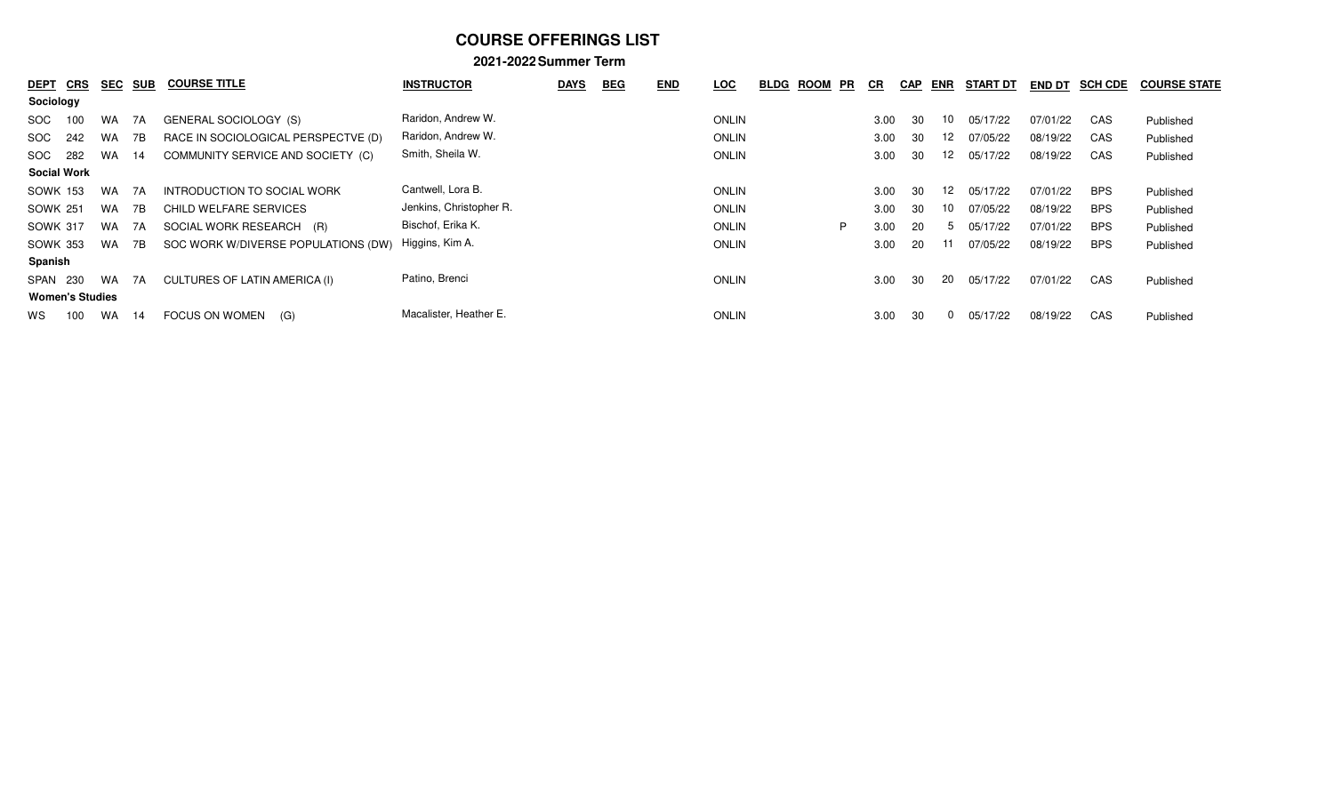# COURSE OFFERINGS LIST

## 2021-2022 Summer Term

| DEPT | CRS | SEC | SUB | COURSE TITLE | INSTRUCTOR | DAYS | BEG | END | LOC | BLDG | ROOM | PR | CR | CAP | ENR | START DT | END DT | SCH CDE | COURSE STATE |
|---|---|---|---|---|---|---|---|---|---|---|---|---|---|---|---|---|---|---|---|
| **Sociology** | | | | | | | | | | | | | | | | | | | |
| SOC | 100 | WA | 7A | GENERAL SOCIOLOGY (S) | Raridon, Andrew W. | | | | ONLIN | | | | 3.00 | 30 | 10 | 05/17/22 | 07/01/22 | CAS | Published |
| SOC | 242 | WA | 7B | RACE IN SOCIOLOGICAL PERSPECTVE (D) | Raridon, Andrew W. | | | | ONLIN | | | | 3.00 | 30 | 12 | 07/05/22 | 08/19/22 | CAS | Published |
| SOC | 282 | WA | 14 | COMMUNITY SERVICE AND SOCIETY (C) | Smith, Sheila W. | | | | ONLIN | | | | 3.00 | 30 | 12 | 05/17/22 | 08/19/22 | CAS | Published |
| **Social Work** | | | | | | | | | | | | | | | | | | | |
| SOWK | 153 | WA | 7A | INTRODUCTION TO SOCIAL WORK | Cantwell, Lora B. | | | | ONLIN | | | | 3.00 | 30 | 12 | 05/17/22 | 07/01/22 | BPS | Published |
| SOWK | 251 | WA | 7B | CHILD WELFARE SERVICES | Jenkins, Christopher R. | | | | ONLIN | | | | 3.00 | 30 | 10 | 07/05/22 | 08/19/22 | BPS | Published |
| SOWK | 317 | WA | 7A | SOCIAL WORK RESEARCH (R) | Bischof, Erika K. | | | | ONLIN | | | P | 3.00 | 20 | 5 | 05/17/22 | 07/01/22 | BPS | Published |
| SOWK | 353 | WA | 7B | SOC WORK W/DIVERSE POPULATIONS (DW) | Higgins, Kim A. | | | | ONLIN | | | | 3.00 | 20 | 11 | 07/05/22 | 08/19/22 | BPS | Published |
| **Spanish** | | | | | | | | | | | | | | | | | | | |
| SPAN | 230 | WA | 7A | CULTURES OF LATIN AMERICA (I) | Patino, Brenci | | | | ONLIN | | | | 3.00 | 30 | 20 | 05/17/22 | 07/01/22 | CAS | Published |
| **Women's Studies** | | | | | | | | | | | | | | | | | | | |
| WS | 100 | WA | 14 | FOCUS ON WOMEN (G) | Macalister, Heather E. | | | | ONLIN | | | | 3.00 | 30 | 0 | 05/17/22 | 08/19/22 | CAS | Published |